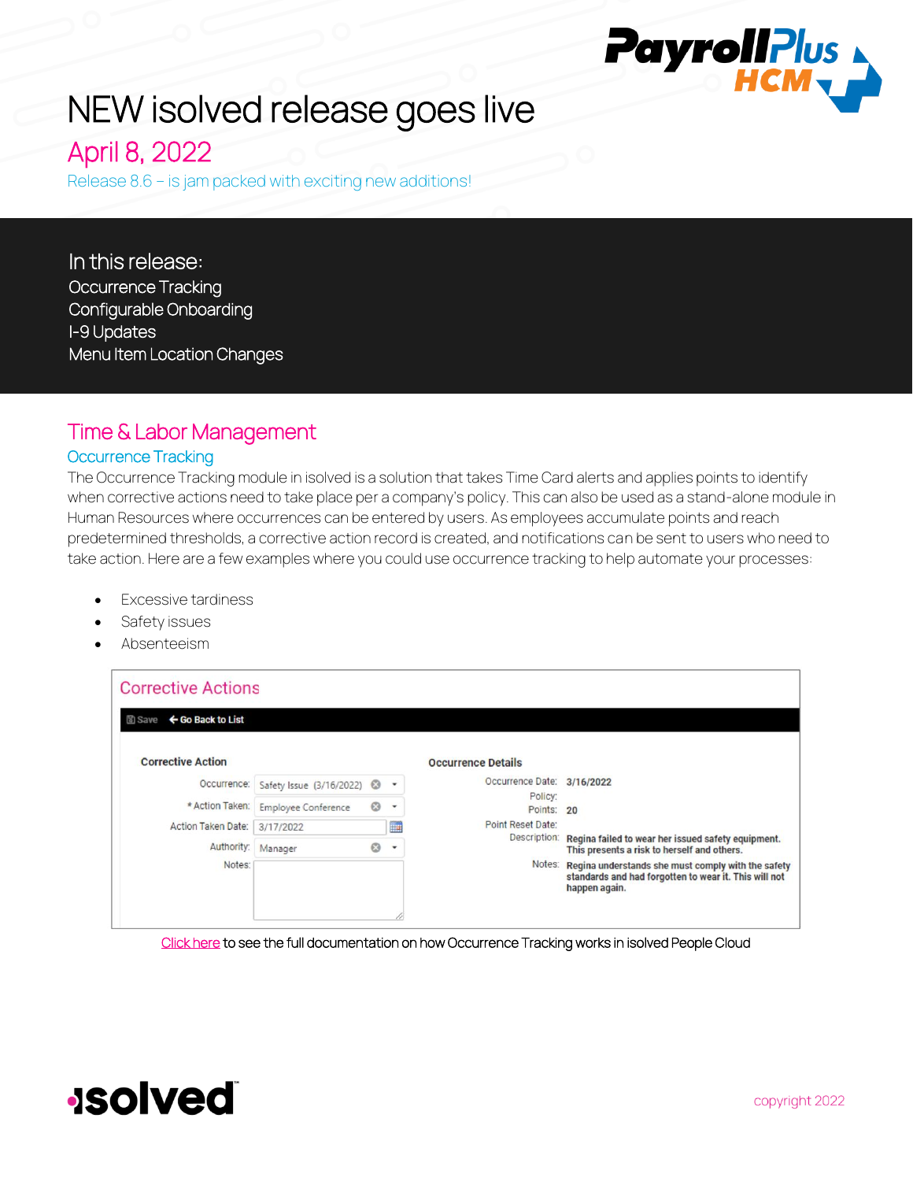# NEW isolved release goes live

## April 8, 2022

Release 8.6 – is jam packed with exciting new additions!

**In this release:**

Occurrence Tracking
Configurable Onboarding
I-9 Updates
Menu Item Location Changes

## Time & Labor Management

### Occurrence Tracking

The Occurrence Tracking module in isolved is a solution that takes Time Card alerts and applies points to identify when corrective actions need to take place per a company's policy. This can also be used as a stand-alone module in Human Resources where occurrences can be entered by users. As employees accumulate points and reach predetermined thresholds, a corrective action record is created, and notifications can be sent to users who need to take action. Here are a few examples where you could use occurrence tracking to help automate your processes:

- Excessive tardiness
- Safety issues
- Absenteeism

**Corrective Actions**

Save | Go Back to List

**Corrective Action**

| Field | Value |
| --- | --- |
| Occurrence: | Safety Issue (3/16/2022) |
| * Action Taken: | Employee Conference |
| Action Taken Date: | 3/17/2022 |
| Authority: | Manager |
| Notes: | |

**Occurrence Details**

| Field | Value |
| --- | --- |
| Occurrence Date: | 3/16/2022 |
| Policy: | |
| Points: | 20 |
| Point Reset Date: | |
| Description: | Regina failed to wear her issued safety equipment. This presents a risk to herself and others. |
| Notes: | Regina understands she must comply with the safety standards and had forgotten to wear it. This will not happen again. |

Click here to see the full documentation on how Occurrence Tracking works in isolved People Cloud

copyright 2022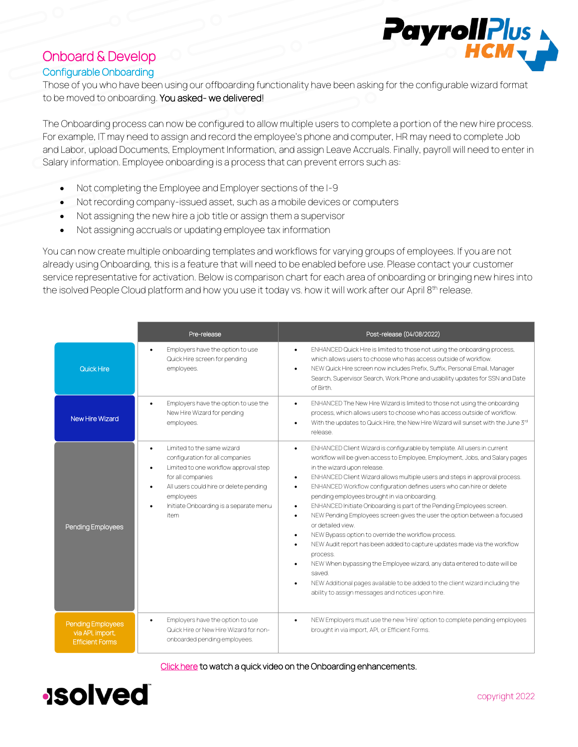# Onboard & Develop

## Configurable Onboarding

Those of you who have been using our offboarding functionality have been asking for the configurable wizard format to be moved to onboarding. **You asked- we delivered!**

The Onboarding process can now be configured to allow multiple users to complete a portion of the new hire process. For example, IT may need to assign and record the employee's phone and computer, HR may need to complete Job and Labor, upload Documents, Employment Information, and assign Leave Accruals. Finally, payroll will need to enter in Salary information. Employee onboarding is a process that can prevent errors such as:

- Not completing the Employee and Employer sections of the I-9
- Not recording company-issued asset, such as a mobile devices or computers
- Not assigning the new hire a job title or assign them a supervisor
- Not assigning accruals or updating employee tax information

You can now create multiple onboarding templates and workflows for varying groups of employees. If you are not already using Onboarding, this is a feature that will need to be enabled before use. Please contact your customer service representative for activation. Below is comparison chart for each area of onboarding or bringing new hires into the isolved People Cloud platform and how you use it today vs. how it will work after our April 8th release.

| | Pre-release | Post-release (04/08/2022) |
|---|---|---|
| Quick Hire | • Employers have the option to use Quick Hire screen for pending employees. | • ENHANCED Quick Hire is limited to those not using the onboarding process, which allows users to choose who has access outside of workflow.<br>• NEW Quick Hire screen now includes Prefix, Suffix, Personal Email, Manager Search, Supervisor Search, Work Phone and usability updates for SSN and Date of Birth. |
| New Hire Wizard | • Employers have the option to use the New Hire Wizard for pending employees. | • ENHANCED The New Hire Wizard is limited to those not using the onboarding process, which allows users to choose who has access outside of workflow.<br>• With the updates to Quick Hire, the New Hire Wizard will sunset with the June 3rd release. |
| Pending Employees | • Limited to the same wizard configuration for all companies<br>• Limited to one workflow approval step for all companies<br>• All users could hire or delete pending employees<br>• Initiate Onboarding is a separate menu item | • ENHANCED Client Wizard is configurable by template. All users in current workflow will be given access to Employee, Employment, Jobs, and Salary pages in the wizard upon release.<br>• ENHANCED Client Wizard allows multiple users and steps in approval process.<br>• ENHANCED Workflow configuration defines users who can hire or delete pending employees brought in via onboarding.<br>• ENHANCED Initiate Onboarding is part of the Pending Employees screen.<br>• NEW Pending Employees screen gives the user the option between a focused or detailed view.<br>• NEW Bypass option to override the workflow process.<br>• NEW Audit report has been added to capture updates made via the workflow process.<br>• NEW When bypassing the Employee wizard, any data entered to date will be saved.<br>• NEW Additional pages available to be added to the client wizard including the ability to assign messages and notices upon hire. |
| Pending Employees via API, import, Efficient Forms | • Employers have the option to use Quick Hire or New Hire Wizard for non-onboarded pending employees. | • NEW Employers must use the new 'Hire' option to complete pending employees brought in via import, API, or Efficient Forms. |

Click here to watch a quick video on the Onboarding enhancements.

copyright 2022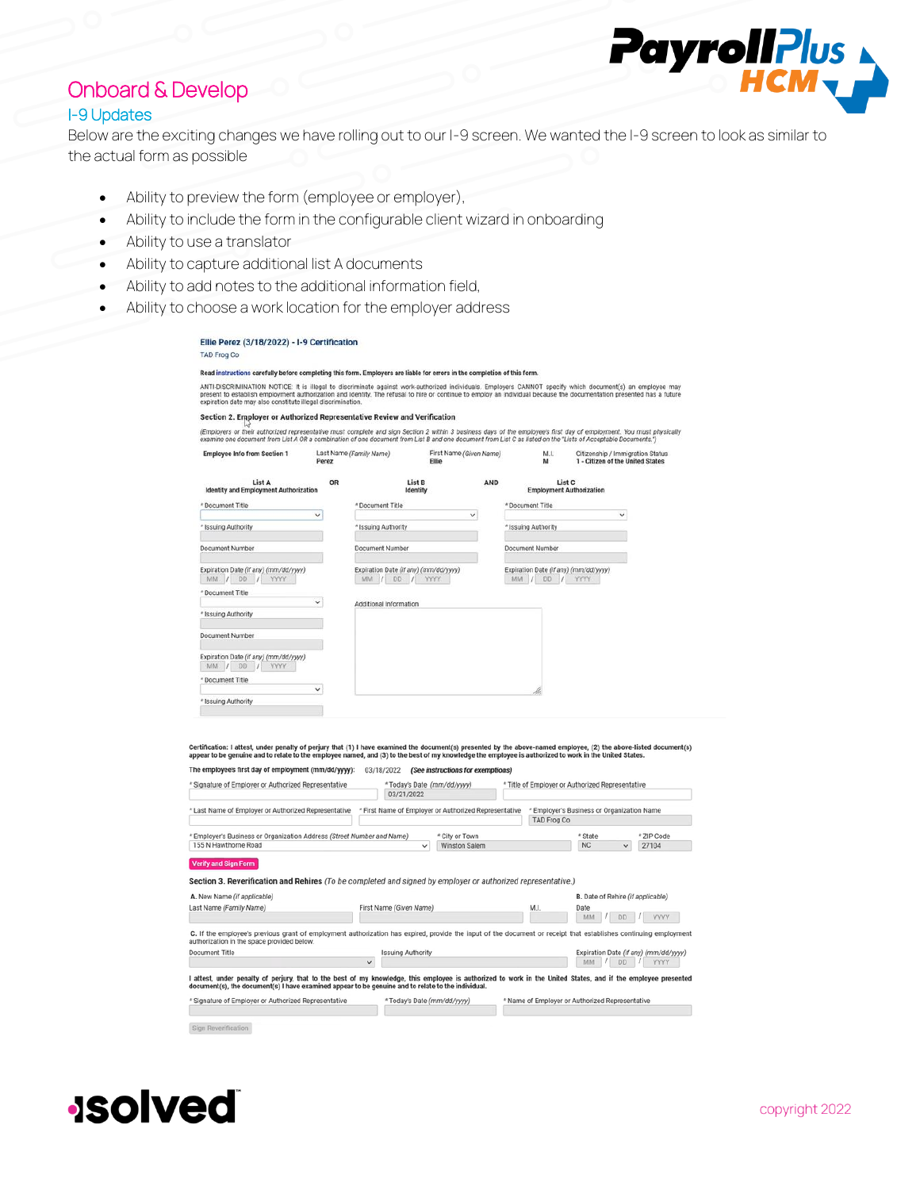## Onboard & Develop

### I-9 Updates

Below are the exciting changes we have rolling out to our I-9 screen. We wanted the I-9 screen to look as similar to the actual form as possible

- Ability to preview the form (employee or employer),
- Ability to include the form in the configurable client wizard in onboarding
- Ability to use a translator
- Ability to capture additional list A documents
- Ability to add notes to the additional information field,
- Ability to choose a work location for the employer address

**Ellie Perez (3/18/2022) - I-9 Certification**

TAD Frog Co

**Read instructions carefully before completing this form. Employers are liable for errors in the completion of this form.**

ANTI-DISCRIMINATION NOTICE: It is illegal to discriminate against work-authorized individuals. Employers CANNOT specify which document(s) an employee may present to establish employment authorization and identity. The refusal to hire or continue to employ an individual because the documentation presented has a future expiration date may also constitute illegal discrimination.

**Section 2. Employer or Authorized Representative Review and Verification**

*(Employers or their authorized representative must complete and sign Section 2 within 3 business days of the employee's first day of employment. You must physically examine one document from List A OR a combination of one document from List B and one document from List C as listed on the "Lists of Acceptable Documents.")*

| Employee Info from Section 1 | Last Name *(Family Name)* | First Name *(Given Name)* | M.I. | Citizenship / Immigration Status |
|---|---|---|---|---|
| | Perez | Ellie | M | 1 - Citizen of the United States |

| List A Identity and Employment Authorization | OR | List B Identity | AND | List C Employment Authorization |
|---|---|---|---|---|
| * Document Title | | * Document Title | | * Document Title |
| * Issuing Authority | | * Issuing Authority | | * Issuing Authority |
| Document Number | | Document Number | | Document Number |
| Expiration Date *(if any) (mm/dd/yyyy)* MM / DD / YYYY | | Expiration Date *(if any) (mm/dd/yyyy)* MM / DD / YYYY | | Expiration Date *(if any) (mm/dd/yyyy)* MM / DD / YYYY |
| * Document Title | | Additional Information | | |
| * Issuing Authority | | | | |
| Document Number | | | | |
| Expiration Date *(if any) (mm/dd/yyyy)* MM / DD / YYYY | | | | |
| * Document Title | | | | |
| * Issuing Authority | | | | |

**Certification: I attest, under penalty of perjury that (1) I have examined the document(s) presented by the above-named employee, (2) the above-listed document(s) appear to be genuine and to relate to the employee named, and (3) to the best of my knowledge the employee is authorized to work in the United States.**

The employee's first day of employment (mm/dd/yyyy): 03/18/2022 ***(See instructions for exemptions)***

| * Signature of Employer or Authorized Representative | * Today's Date *(mm/dd/yyyy)* | * Title of Employer or Authorized Representative |
|---|---|---|
| | 03/21/2022 | |

| * Last Name of Employer or Authorized Representative | * First Name of Employer or Authorized Representative | * Employer's Business or Organization Name |
|---|---|---|
| | | TAD Frog Co |

| * Employer's Business or Organization Address *(Street Number and Name)* | * City or Town | * State | * ZIP Code |
|---|---|---|---|
| 155 N Hawthorne Road | Winston Salem | NC | 27104 |

Verify and Sign Form

**Section 3. Reverification and Rehires** *(To be completed and signed by employer or authorized representative.)*

A. New Name *(if applicable)*

| Last Name *(Family Name)* | First Name *(Given Name)* | M.I. |
|---|---|---|
| | | |

B. Date of Rehire *(if applicable)*

Date MM / DD / YYYY

C. If the employee's previous grant of employment authorization has expired, provide the input of the document or receipt that establishes continuing employment authorization in the space provided below.

| Document Title | Issuing Authority | Expiration Date *(if any) (mm/dd/yyyy)* |
|---|---|---|
| | | MM / DD / YYYY |

**I attest, under penalty of perjury, that to the best of my knowledge, this employee is authorized to work in the United States, and if the employee presented document(s), the document(s) I have examined appear to be genuine and to relate to the individual.**

| * Signature of Employer or Authorized Representative | * Today's Date *(mm/dd/yyyy)* | * Name of Employer or Authorized Representative |
|---|---|---|
| | | |

Sign Reverification

copyright 2022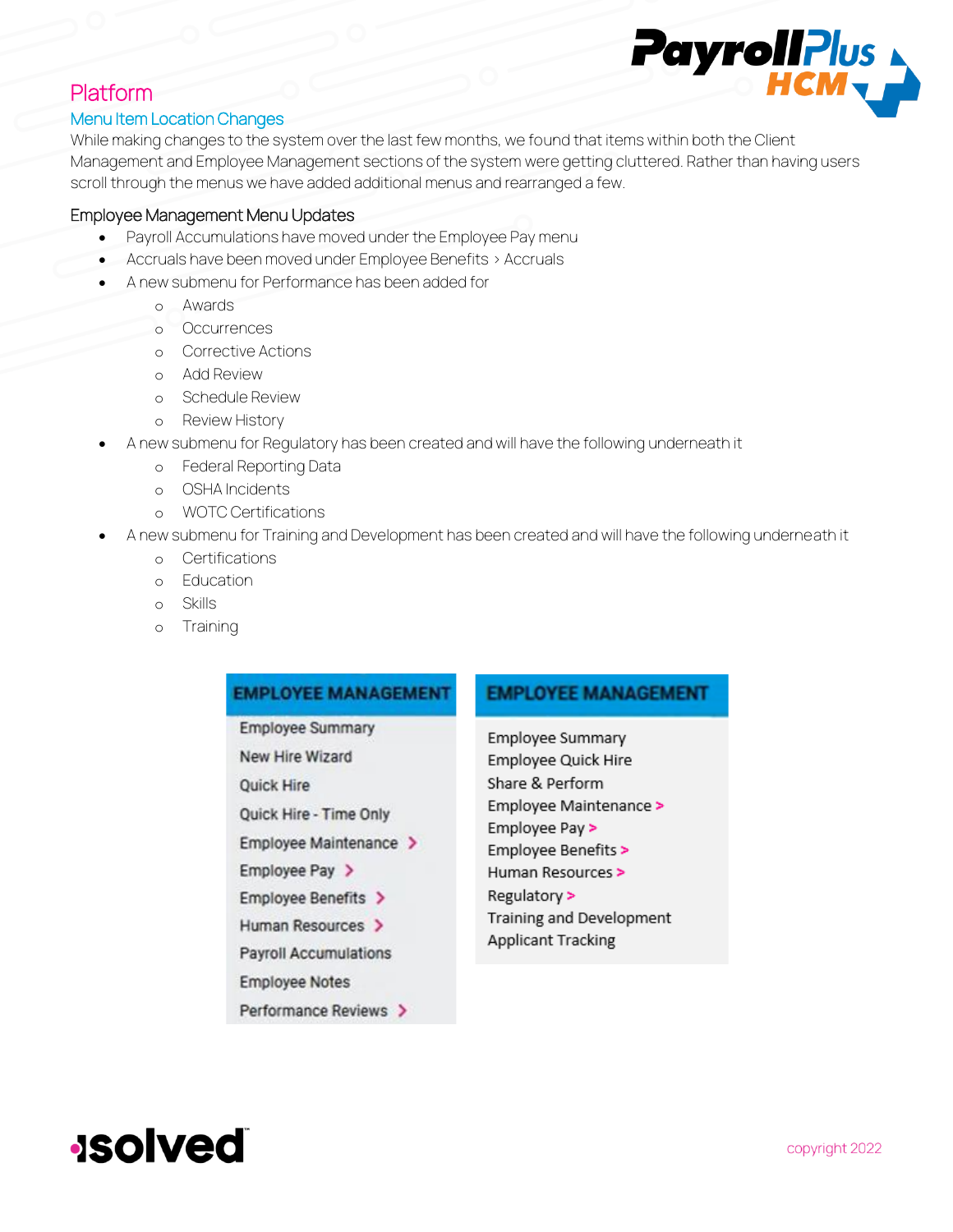## Platform

### Menu Item Location Changes

While making changes to the system over the last few months, we found that items within both the Client Management and Employee Management sections of the system were getting cluttered. Rather than having users scroll through the menus we have added additional menus and rearranged a few.

#### Employee Management Menu Updates

- Payroll Accumulations have moved under the Employee Pay menu
- Accruals have been moved under Employee Benefits > Accruals
- A new submenu for Performance has been added for
  - Awards
  - Occurrences
  - Corrective Actions
  - Add Review
  - Schedule Review
  - Review History
- A new submenu for Regulatory has been created and will have the following underneath it
  - Federal Reporting Data
  - OSHA Incidents
  - WOTC Certifications
- A new submenu for Training and Development has been created and will have the following underneath it
  - Certifications
  - Education
  - Skills
  - Training

| EMPLOYEE MANAGEMENT | EMPLOYEE MANAGEMENT |
|---|---|
| Employee Summary | Employee Summary |
| New Hire Wizard | Employee Quick Hire |
| Quick Hire | Share & Perform |
| Quick Hire - Time Only | Employee Maintenance > |
| Employee Maintenance > | Employee Pay > |
| Employee Pay > | Employee Benefits > |
| Employee Benefits > | Human Resources > |
| Human Resources > | Regulatory > |
| Payroll Accumulations | Training and Development |
| Employee Notes | Applicant Tracking |
| Performance Reviews > | |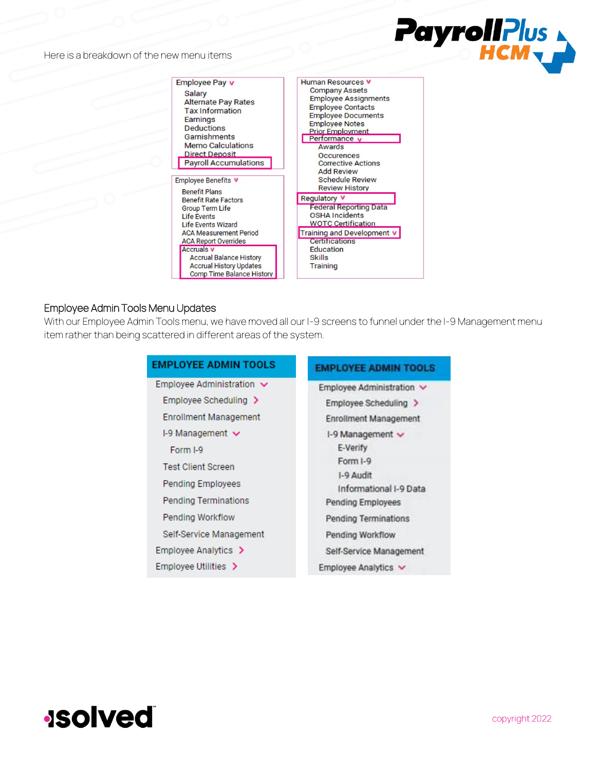Here is a breakdown of the new menu items

- Employee Pay
  - Salary
  - Alternate Pay Rates
  - Tax Information
  - Earnings
  - Deductions
  - Garnishments
  - Memo Calculations
  - Direct Deposit
  - Payroll Accumulations
- Employee Benefits
  - Benefit Plans
  - Benefit Rate Factors
  - Group Term Life
  - Life Events
  - Life Events Wizard
  - ACA Measurement Period
  - ACA Report Overrides
  - Accruals
    - Accrual Balance History
    - Accrual History Updates
    - Comp Time Balance History
- Human Resources
  - Company Assets
  - Employee Assignments
  - Employee Contacts
  - Employee Documents
  - Employee Notes
  - Prior Employment
  - Performance
    - Awards
    - Occurences
    - Corrective Actions
    - Add Review
    - Schedule Review
    - Review History
  - Regulatory
    - Federal Reporting Data
    - OSHA Incidents
    - WOTC Certification
  - Training and Development
    - Certifications
    - Education
    - Skills
    - Training

## Employee Admin Tools Menu Updates

With our Employee Admin Tools menu, we have moved all our I-9 screens to funnel under the I-9 Management menu item rather than being scattered in different areas of the system.

**EMPLOYEE ADMIN TOOLS** (before)

- Employee Administration
  - Employee Scheduling
  - Enrollment Management
  - I-9 Management
    - Form I-9
  - Test Client Screen
  - Pending Employees
  - Pending Terminations
  - Pending Workflow
  - Self-Service Management
- Employee Analytics
- Employee Utilities

**EMPLOYEE ADMIN TOOLS** (after)

- Employee Administration
  - Employee Scheduling
  - Enrollment Management
  - I-9 Management
    - E-Verify
    - Form I-9
    - I-9 Audit
    - Informational I-9 Data
  - Pending Employees
  - Pending Terminations
  - Pending Workflow
  - Self-Service Management
- Employee Analytics

copyright 2022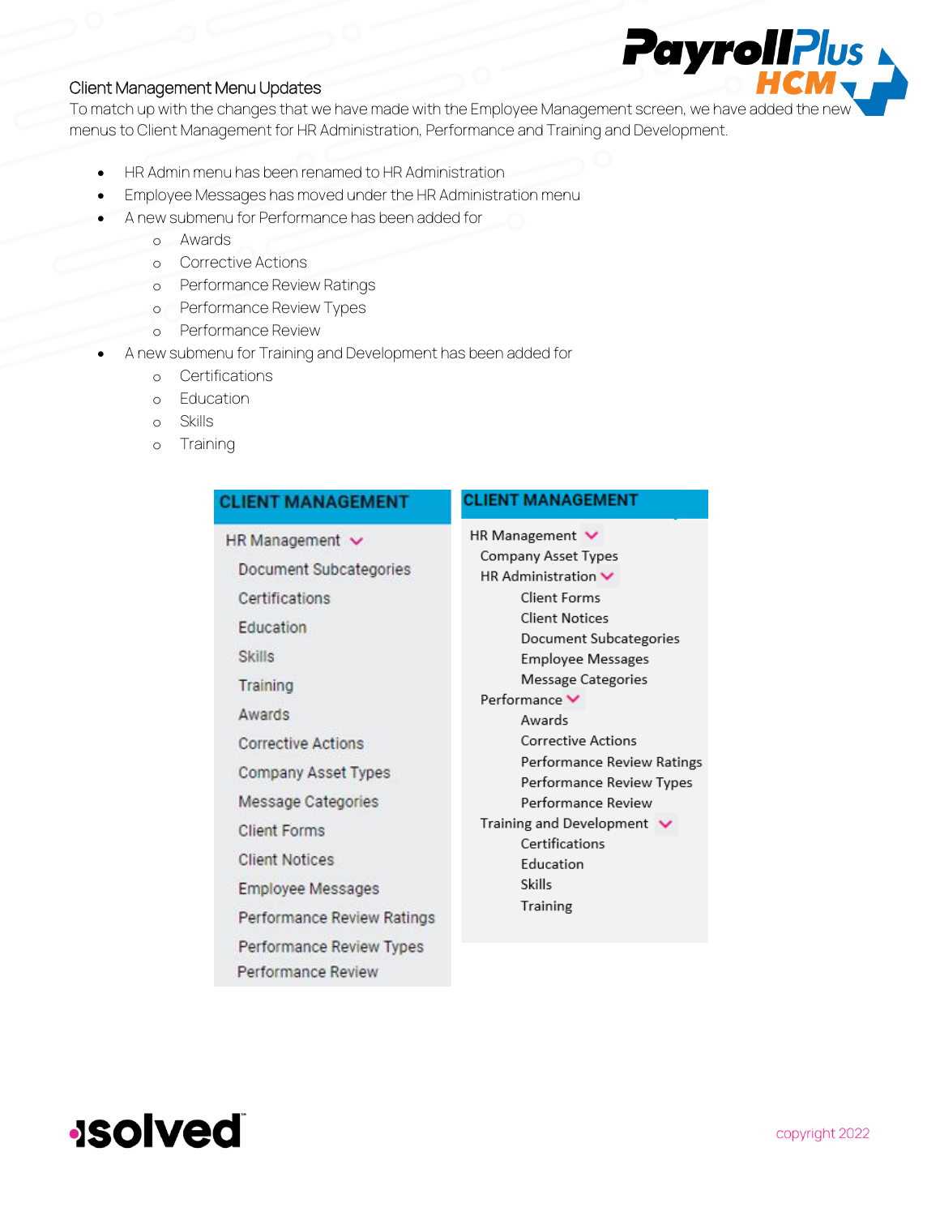## Client Management Menu Updates

To match up with the changes that we have made with the Employee Management screen, we have added the new menus to Client Management for HR Administration, Performance and Training and Development.

- HR Admin menu has been renamed to HR Administration
- Employee Messages has moved under the HR Administration menu
- A new submenu for Performance has been added for
  - Awards
  - Corrective Actions
  - Performance Review Ratings
  - Performance Review Types
  - Performance Review
- A new submenu for Training and Development has been added for
  - Certifications
  - Education
  - Skills
  - Training

**CLIENT MANAGEMENT**

HR Management
- Document Subcategories
- Certifications
- Education
- Skills
- Training
- Awards
- Corrective Actions
- Company Asset Types
- Message Categories
- Client Forms
- Client Notices
- Employee Messages
- Performance Review Ratings
- Performance Review Types
- Performance Review

**CLIENT MANAGEMENT**

HR Management
- Company Asset Types
- HR Administration
  - Client Forms
  - Client Notices
  - Document Subcategories
  - Employee Messages
  - Message Categories
- Performance
  - Awards
  - Corrective Actions
  - Performance Review Ratings
  - Performance Review Types
  - Performance Review
- Training and Development
  - Certifications
  - Education
  - Skills
  - Training

copyright 2022